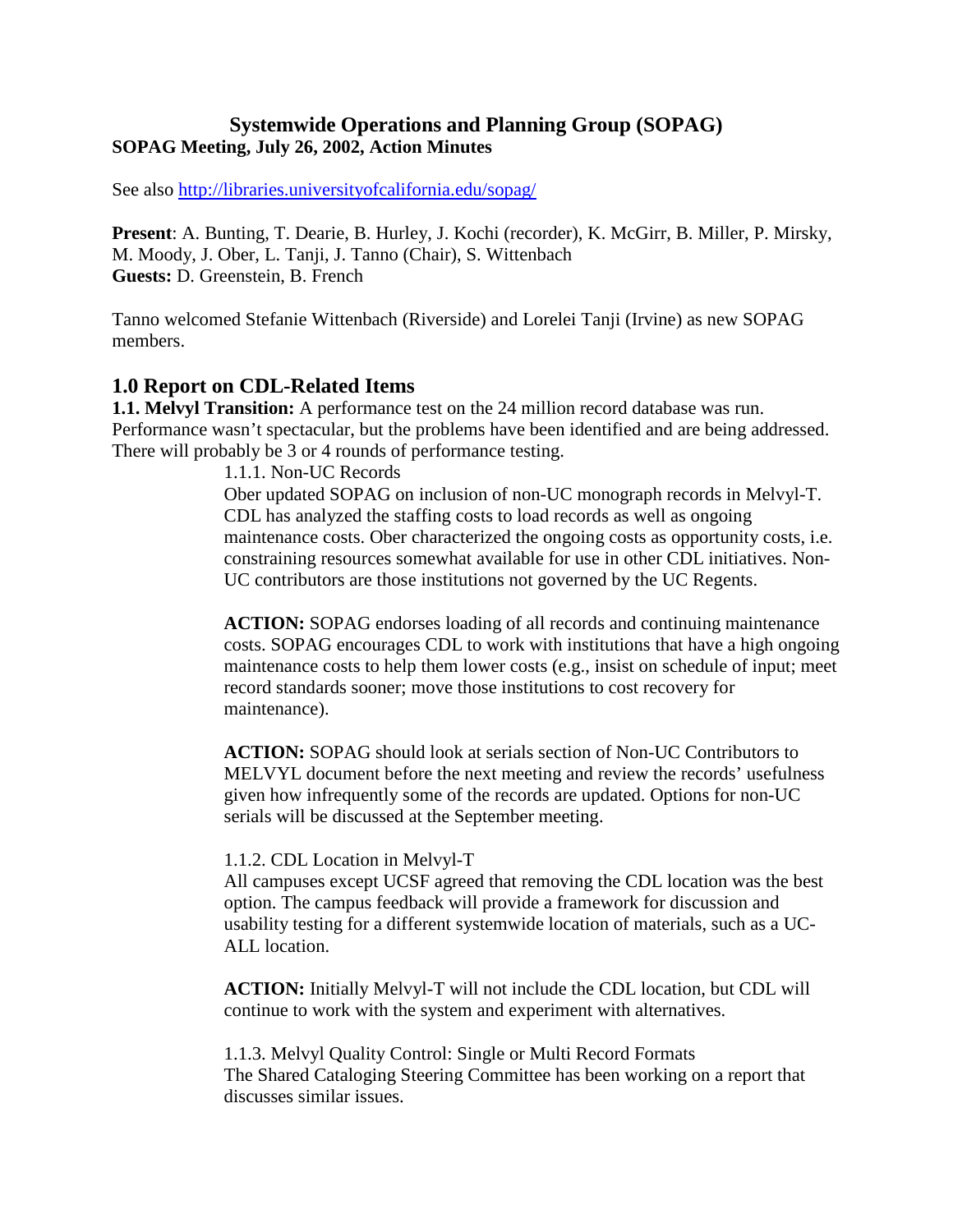# Systemwide Operations and Planning Group (SOPAG)

**SOPAG Meeting, July 26, 2002, Action Minutes**

See also http://libraries.universityofcalifornia.edu/sopag/

**Present**: A. Bunting, T. Dearie, B. Hurley, J. Kochi (recorder), K. McGirr, B. Miller, P. Mirsky, M. Moody, J. Ober, L. Tanji, J. Tanno (Chair), S. Wittenbach
**Guests:** D. Greenstein, B. French

Tanno welcomed Stefanie Wittenbach (Riverside) and Lorelei Tanji (Irvine) as new SOPAG members.

## 1.0 Report on CDL-Related Items

**1.1. Melvyl Transition:** A performance test on the 24 million record database was run. Performance wasn't spectacular, but the problems have been identified and are being addressed. There will probably be 3 or 4 rounds of performance testing.

1.1.1. Non-UC Records

Ober updated SOPAG on inclusion of non-UC monograph records in Melvyl-T. CDL has analyzed the staffing costs to load records as well as ongoing maintenance costs. Ober characterized the ongoing costs as opportunity costs, i.e. constraining resources somewhat available for use in other CDL initiatives. Non-UC contributors are those institutions not governed by the UC Regents.

**ACTION:** SOPAG endorses loading of all records and continuing maintenance costs. SOPAG encourages CDL to work with institutions that have a high ongoing maintenance costs to help them lower costs (e.g., insist on schedule of input; meet record standards sooner; move those institutions to cost recovery for maintenance).

**ACTION:** SOPAG should look at serials section of Non-UC Contributors to MELVYL document before the next meeting and review the records' usefulness given how infrequently some of the records are updated. Options for non-UC serials will be discussed at the September meeting.

1.1.2. CDL Location in Melvyl-T

All campuses except UCSF agreed that removing the CDL location was the best option. The campus feedback will provide a framework for discussion and usability testing for a different systemwide location of materials, such as a UC-ALL location.

**ACTION:** Initially Melvyl-T will not include the CDL location, but CDL will continue to work with the system and experiment with alternatives.

1.1.3. Melvyl Quality Control: Single or Multi Record Formats

The Shared Cataloging Steering Committee has been working on a report that discusses similar issues.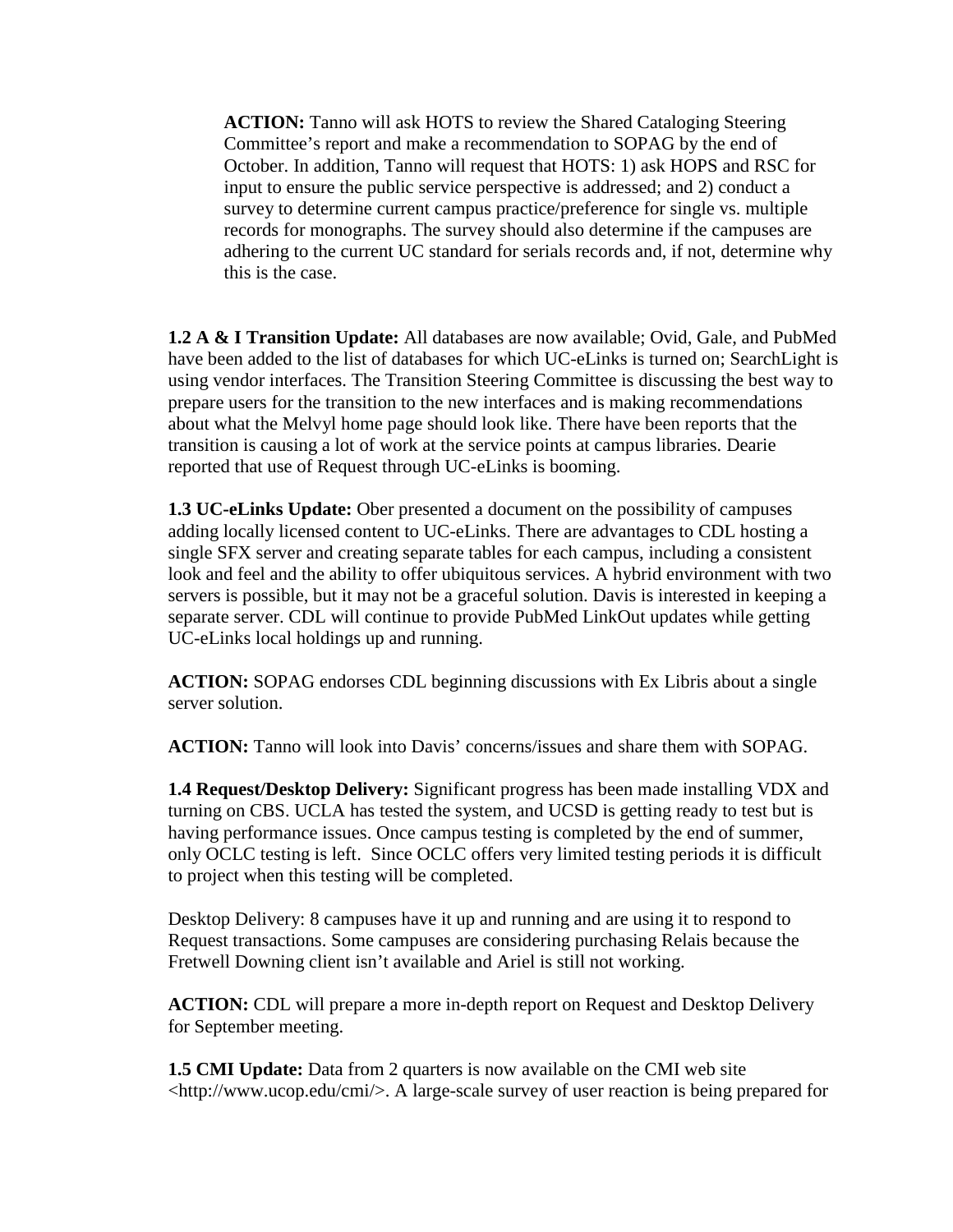**ACTION:** Tanno will ask HOTS to review the Shared Cataloging Steering Committee's report and make a recommendation to SOPAG by the end of October. In addition, Tanno will request that HOTS: 1) ask HOPS and RSC for input to ensure the public service perspective is addressed; and 2) conduct a survey to determine current campus practice/preference for single vs. multiple records for monographs. The survey should also determine if the campuses are adhering to the current UC standard for serials records and, if not, determine why this is the case.

**1.2 A & I Transition Update:** All databases are now available; Ovid, Gale, and PubMed have been added to the list of databases for which UC-eLinks is turned on; SearchLight is using vendor interfaces. The Transition Steering Committee is discussing the best way to prepare users for the transition to the new interfaces and is making recommendations about what the Melvyl home page should look like. There have been reports that the transition is causing a lot of work at the service points at campus libraries. Dearie reported that use of Request through UC-eLinks is booming.

**1.3 UC-eLinks Update:** Ober presented a document on the possibility of campuses adding locally licensed content to UC-eLinks. There are advantages to CDL hosting a single SFX server and creating separate tables for each campus, including a consistent look and feel and the ability to offer ubiquitous services. A hybrid environment with two servers is possible, but it may not be a graceful solution. Davis is interested in keeping a separate server. CDL will continue to provide PubMed LinkOut updates while getting UC-eLinks local holdings up and running.

**ACTION:** SOPAG endorses CDL beginning discussions with Ex Libris about a single server solution.

**ACTION:** Tanno will look into Davis' concerns/issues and share them with SOPAG.

**1.4 Request/Desktop Delivery:** Significant progress has been made installing VDX and turning on CBS. UCLA has tested the system, and UCSD is getting ready to test but is having performance issues. Once campus testing is completed by the end of summer, only OCLC testing is left. Since OCLC offers very limited testing periods it is difficult to project when this testing will be completed.

Desktop Delivery: 8 campuses have it up and running and are using it to respond to Request transactions. Some campuses are considering purchasing Relais because the Fretwell Downing client isn't available and Ariel is still not working.

**ACTION:** CDL will prepare a more in-depth report on Request and Desktop Delivery for September meeting.

**1.5 CMI Update:** Data from 2 quarters is now available on the CMI web site <http://www.ucop.edu/cmi/>. A large-scale survey of user reaction is being prepared for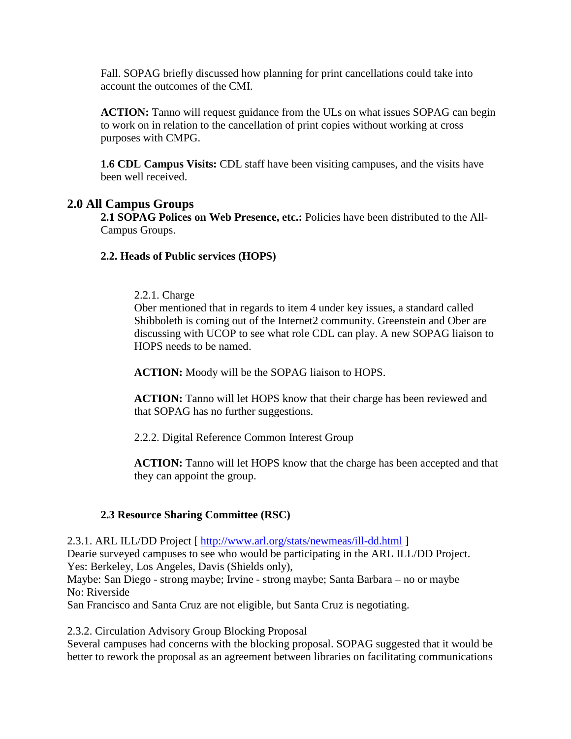Fall. SOPAG briefly discussed how planning for print cancellations could take into account the outcomes of the CMI.

**ACTION:** Tanno will request guidance from the ULs on what issues SOPAG can begin to work on in relation to the cancellation of print copies without working at cross purposes with CMPG.

**1.6 CDL Campus Visits:** CDL staff have been visiting campuses, and the visits have been well received.

## 2.0 All Campus Groups

**2.1 SOPAG Polices on Web Presence, etc.:** Policies have been distributed to the All-Campus Groups.

**2.2. Heads of Public services (HOPS)**

2.2.1. Charge

Ober mentioned that in regards to item 4 under key issues, a standard called Shibboleth is coming out of the Internet2 community. Greenstein and Ober are discussing with UCOP to see what role CDL can play. A new SOPAG liaison to HOPS needs to be named.

**ACTION:** Moody will be the SOPAG liaison to HOPS.

**ACTION:** Tanno will let HOPS know that their charge has been reviewed and that SOPAG has no further suggestions.

2.2.2. Digital Reference Common Interest Group

**ACTION:** Tanno will let HOPS know that the charge has been accepted and that they can appoint the group.

**2.3 Resource Sharing Committee (RSC)**

2.3.1. ARL ILL/DD Project [ http://www.arl.org/stats/newmeas/ill-dd.html ]

Dearie surveyed campuses to see who would be participating in the ARL ILL/DD Project.

Yes: Berkeley, Los Angeles, Davis (Shields only),

Maybe: San Diego - strong maybe; Irvine - strong maybe; Santa Barbara – no or maybe

No: Riverside

San Francisco and Santa Cruz are not eligible, but Santa Cruz is negotiating.

2.3.2. Circulation Advisory Group Blocking Proposal

Several campuses had concerns with the blocking proposal. SOPAG suggested that it would be better to rework the proposal as an agreement between libraries on facilitating communications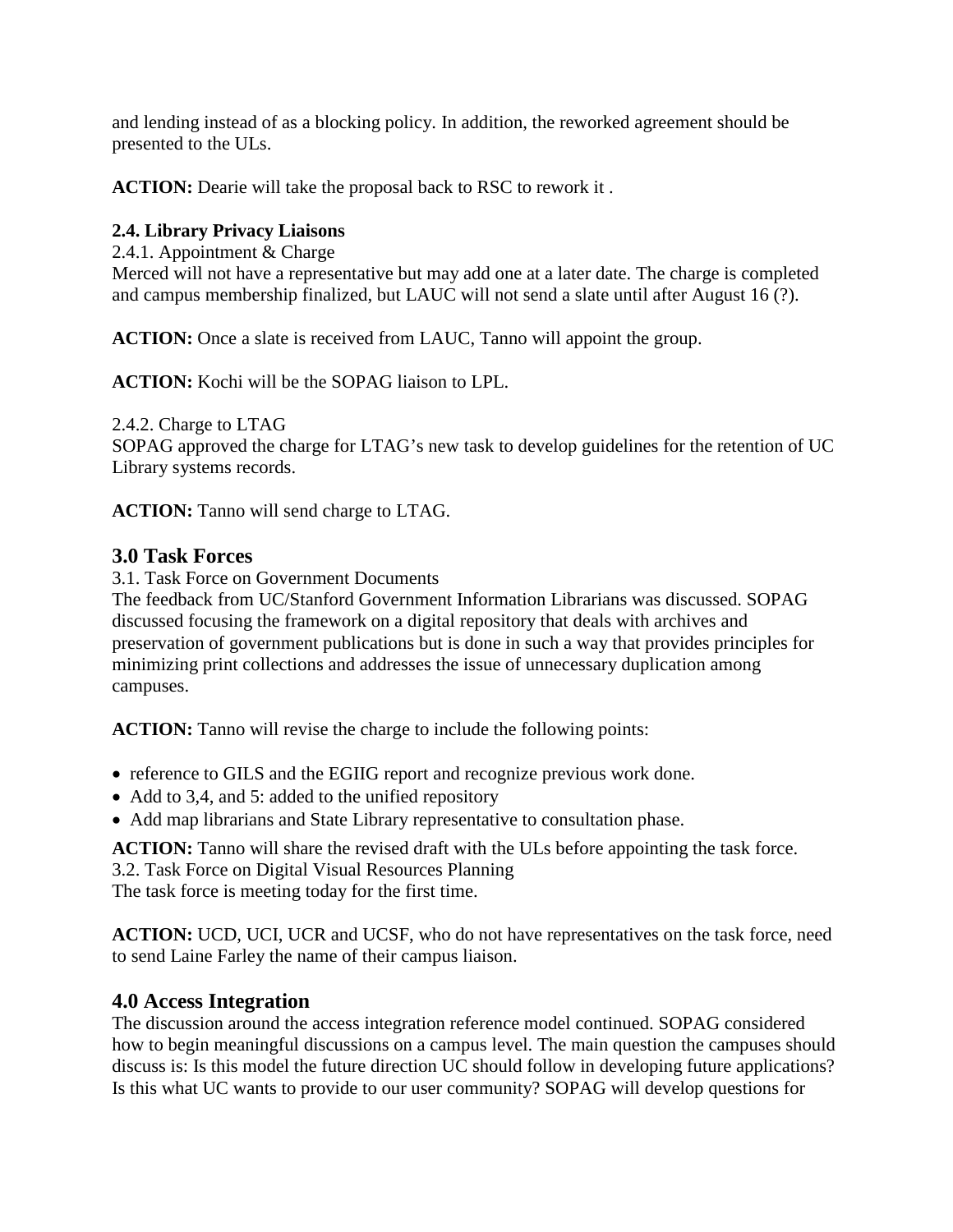and lending instead of as a blocking policy. In addition, the reworked agreement should be presented to the ULs.

**ACTION:** Dearie will take the proposal back to RSC to rework it .

**2.4. Library Privacy Liaisons**

2.4.1. Appointment & Charge

Merced will not have a representative but may add one at a later date. The charge is completed and campus membership finalized, but LAUC will not send a slate until after August 16 (?).

**ACTION:** Once a slate is received from LAUC, Tanno will appoint the group.

**ACTION:** Kochi will be the SOPAG liaison to LPL.

2.4.2. Charge to LTAG

SOPAG approved the charge for LTAG's new task to develop guidelines for the retention of UC Library systems records.

**ACTION:** Tanno will send charge to LTAG.

## 3.0 Task Forces

3.1. Task Force on Government Documents

The feedback from UC/Stanford Government Information Librarians was discussed. SOPAG discussed focusing the framework on a digital repository that deals with archives and preservation of government publications but is done in such a way that provides principles for minimizing print collections and addresses the issue of unnecessary duplication among campuses.

**ACTION:** Tanno will revise the charge to include the following points:

- reference to GILS and the EGIIG report and recognize previous work done.
- Add to 3,4, and 5: added to the unified repository
- Add map librarians and State Library representative to consultation phase.

**ACTION:** Tanno will share the revised draft with the ULs before appointing the task force.

3.2. Task Force on Digital Visual Resources Planning

The task force is meeting today for the first time.

**ACTION:** UCD, UCI, UCR and UCSF, who do not have representatives on the task force, need to send Laine Farley the name of their campus liaison.

## 4.0 Access Integration

The discussion around the access integration reference model continued. SOPAG considered how to begin meaningful discussions on a campus level. The main question the campuses should discuss is: Is this model the future direction UC should follow in developing future applications? Is this what UC wants to provide to our user community? SOPAG will develop questions for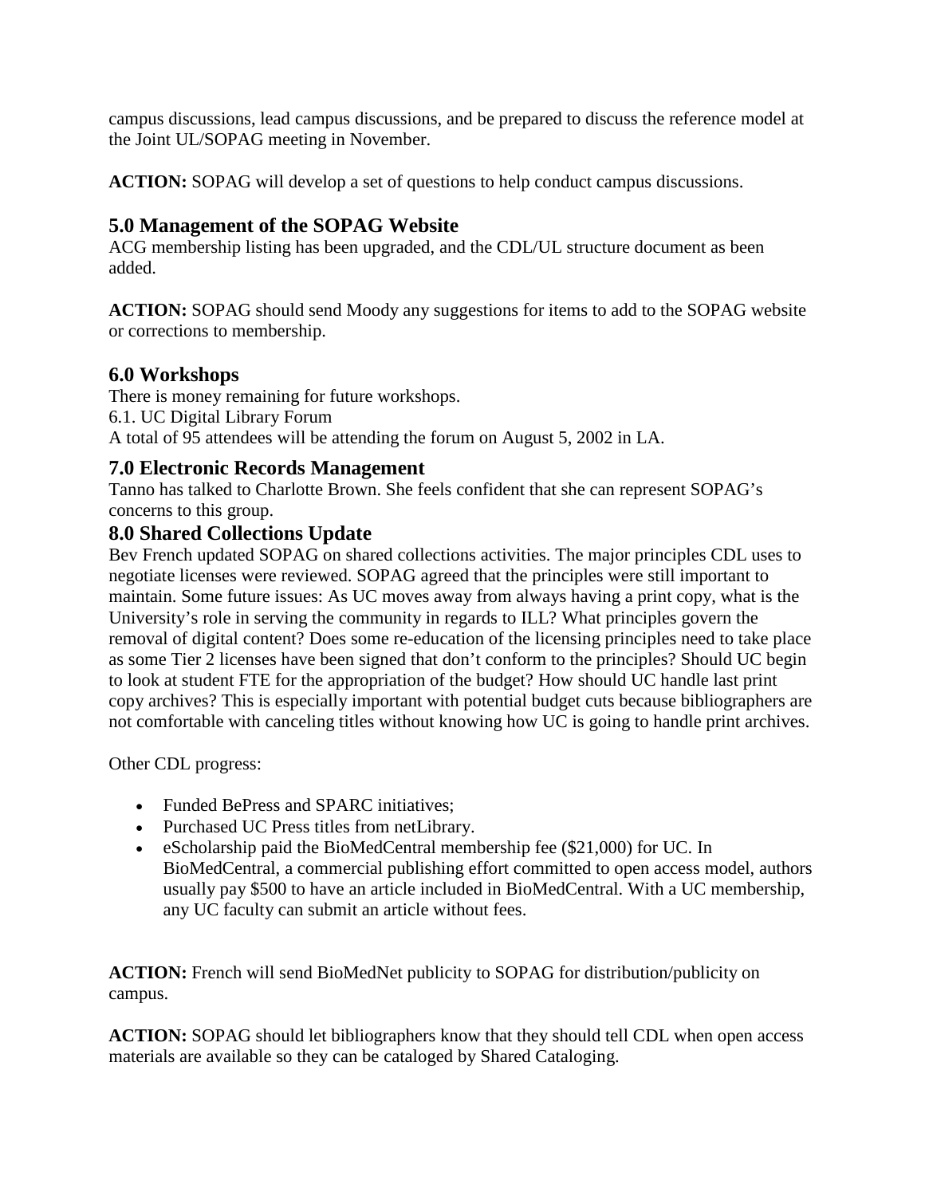campus discussions, lead campus discussions, and be prepared to discuss the reference model at the Joint UL/SOPAG meeting in November.

**ACTION:** SOPAG will develop a set of questions to help conduct campus discussions.

## 5.0 Management of the SOPAG Website

ACG membership listing has been upgraded, and the CDL/UL structure document as been added.

**ACTION:** SOPAG should send Moody any suggestions for items to add to the SOPAG website or corrections to membership.

## 6.0 Workshops

There is money remaining for future workshops.
6.1. UC Digital Library Forum
A total of 95 attendees will be attending the forum on August 5, 2002 in LA.

## 7.0 Electronic Records Management

Tanno has talked to Charlotte Brown. She feels confident that she can represent SOPAG's concerns to this group.

## 8.0 Shared Collections Update

Bev French updated SOPAG on shared collections activities. The major principles CDL uses to negotiate licenses were reviewed. SOPAG agreed that the principles were still important to maintain. Some future issues: As UC moves away from always having a print copy, what is the University's role in serving the community in regards to ILL? What principles govern the removal of digital content? Does some re-education of the licensing principles need to take place as some Tier 2 licenses have been signed that don't conform to the principles? Should UC begin to look at student FTE for the appropriation of the budget? How should UC handle last print copy archives? This is especially important with potential budget cuts because bibliographers are not comfortable with canceling titles without knowing how UC is going to handle print archives.

Other CDL progress:

- Funded BePress and SPARC initiatives;
- Purchased UC Press titles from netLibrary.
- eScholarship paid the BioMedCentral membership fee ($21,000) for UC. In BioMedCentral, a commercial publishing effort committed to open access model, authors usually pay $500 to have an article included in BioMedCentral. With a UC membership, any UC faculty can submit an article without fees.

**ACTION:** French will send BioMedNet publicity to SOPAG for distribution/publicity on campus.

**ACTION:** SOPAG should let bibliographers know that they should tell CDL when open access materials are available so they can be cataloged by Shared Cataloging.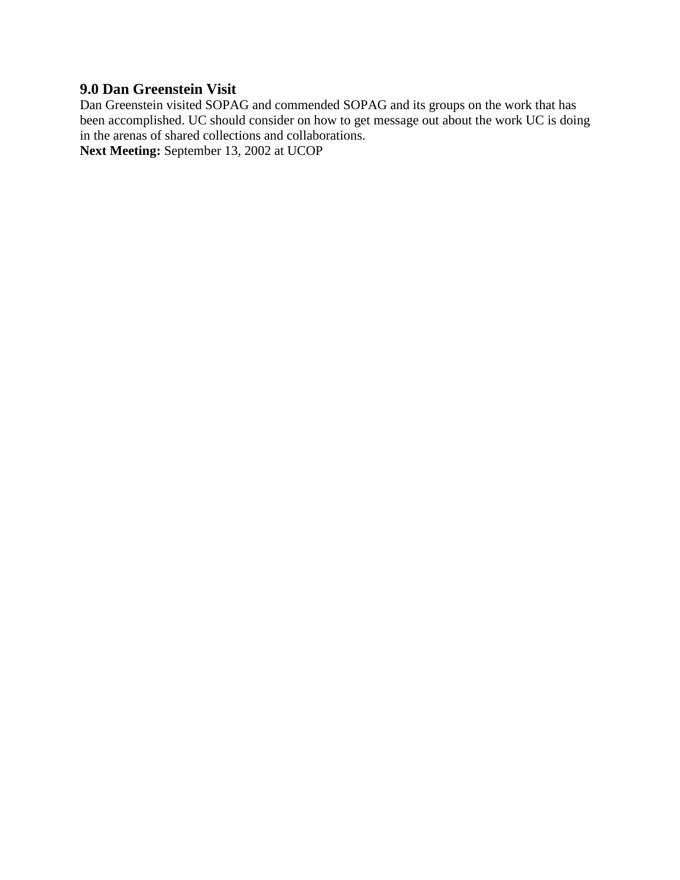### 9.0 Dan Greenstein Visit

Dan Greenstein visited SOPAG and commended SOPAG and its groups on the work that has been accomplished. UC should consider on how to get message out about the work UC is doing in the arenas of shared collections and collaborations.

**Next Meeting:** September 13, 2002 at UCOP